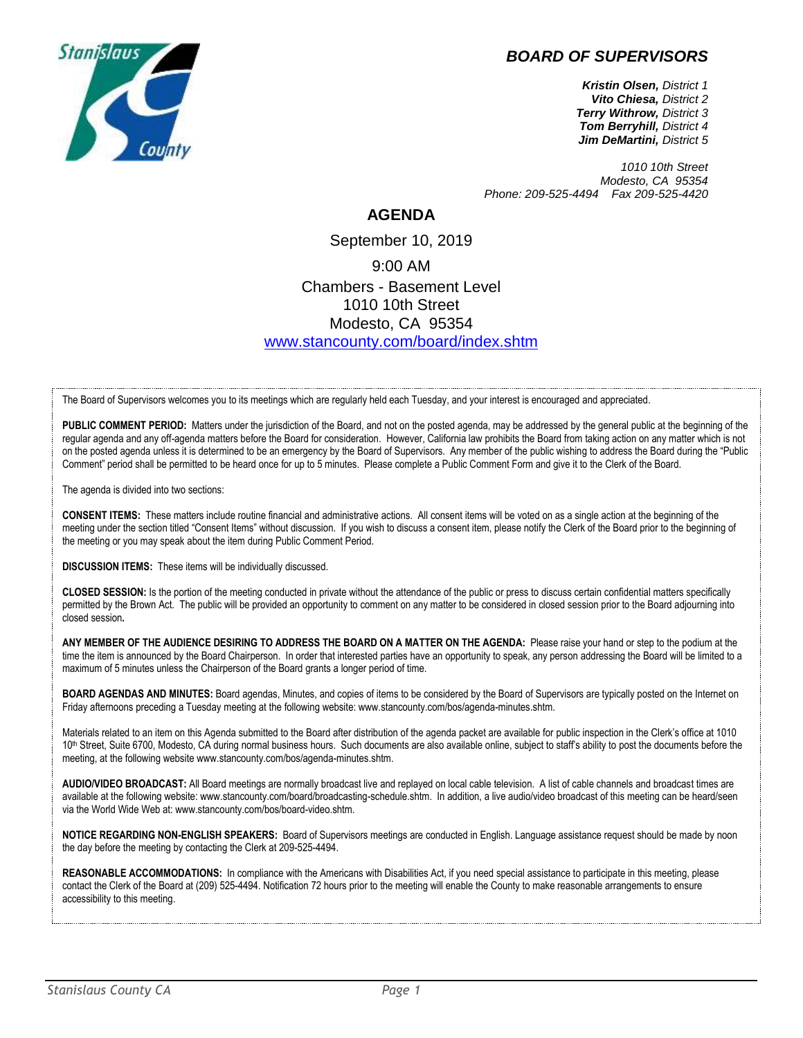# BOARD OF SUPERVISORS

***Kristin Olsen,*** *District 1*
***Vito Chiesa,*** *District 2*
***Terry Withrow,*** *District 3*
***Tom Berryhill,*** *District 4*
***Jim DeMartini,*** *District 5*

*1010 10th Street*
*Modesto, CA 95354*
*Phone: 209-525-4494 Fax 209-525-4420*

## AGENDA

September 10, 2019

9:00 AM

Chambers - Basement Level
1010 10th Street
Modesto, CA 95354
[www.stancounty.com/board/index.shtm](www.stancounty.com/board/index.shtm)

The Board of Supervisors welcomes you to its meetings which are regularly held each Tuesday, and your interest is encouraged and appreciated.

**PUBLIC COMMENT PERIOD:** Matters under the jurisdiction of the Board, and not on the posted agenda, may be addressed by the general public at the beginning of the regular agenda and any off-agenda matters before the Board for consideration. However, California law prohibits the Board from taking action on any matter which is not on the posted agenda unless it is determined to be an emergency by the Board of Supervisors. Any member of the public wishing to address the Board during the "Public Comment" period shall be permitted to be heard once for up to 5 minutes. Please complete a Public Comment Form and give it to the Clerk of the Board.

The agenda is divided into two sections:

**CONSENT ITEMS:** These matters include routine financial and administrative actions. All consent items will be voted on as a single action at the beginning of the meeting under the section titled "Consent Items" without discussion. If you wish to discuss a consent item, please notify the Clerk of the Board prior to the beginning of the meeting or you may speak about the item during Public Comment Period.

**DISCUSSION ITEMS:** These items will be individually discussed.

**CLOSED SESSION:** Is the portion of the meeting conducted in private without the attendance of the public or press to discuss certain confidential matters specifically permitted by the Brown Act. The public will be provided an opportunity to comment on any matter to be considered in closed session prior to the Board adjourning into closed session**.**

**ANY MEMBER OF THE AUDIENCE DESIRING TO ADDRESS THE BOARD ON A MATTER ON THE AGENDA:** Please raise your hand or step to the podium at the time the item is announced by the Board Chairperson. In order that interested parties have an opportunity to speak, any person addressing the Board will be limited to a maximum of 5 minutes unless the Chairperson of the Board grants a longer period of time.

**BOARD AGENDAS AND MINUTES:** Board agendas, Minutes, and copies of items to be considered by the Board of Supervisors are typically posted on the Internet on Friday afternoons preceding a Tuesday meeting at the following website: www.stancounty.com/bos/agenda-minutes.shtm.

Materials related to an item on this Agenda submitted to the Board after distribution of the agenda packet are available for public inspection in the Clerk's office at 1010 10th Street, Suite 6700, Modesto, CA during normal business hours. Such documents are also available online, subject to staff's ability to post the documents before the meeting, at the following website www.stancounty.com/bos/agenda-minutes.shtm.

**AUDIO/VIDEO BROADCAST:** All Board meetings are normally broadcast live and replayed on local cable television. A list of cable channels and broadcast times are available at the following website: www.stancounty.com/board/broadcasting-schedule.shtm. In addition, a live audio/video broadcast of this meeting can be heard/seen via the World Wide Web at: www.stancounty.com/bos/board-video.shtm.

**NOTICE REGARDING NON-ENGLISH SPEAKERS:** Board of Supervisors meetings are conducted in English. Language assistance request should be made by noon the day before the meeting by contacting the Clerk at 209-525-4494.

**REASONABLE ACCOMMODATIONS:** In compliance with the Americans with Disabilities Act, if you need special assistance to participate in this meeting, please contact the Clerk of the Board at (209) 525-4494. Notification 72 hours prior to the meeting will enable the County to make reasonable arrangements to ensure accessibility to this meeting.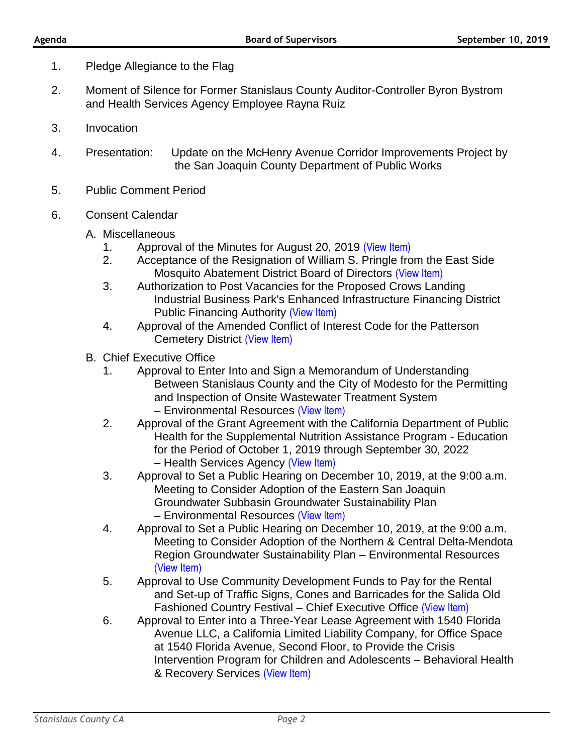1. Pledge Allegiance to the Flag

2. Moment of Silence for Former Stanislaus County Auditor-Controller Byron Bystrom and Health Services Agency Employee Rayna Ruiz

3. Invocation

4. Presentation: Update on the McHenry Avenue Corridor Improvements Project by the San Joaquin County Department of Public Works

5. Public Comment Period

6. Consent Calendar

   A. Miscellaneous

      1. Approval of the Minutes for August 20, 2019 (View Item)
      2. Acceptance of the Resignation of William S. Pringle from the East Side Mosquito Abatement District Board of Directors (View Item)
      3. Authorization to Post Vacancies for the Proposed Crows Landing Industrial Business Park's Enhanced Infrastructure Financing District Public Financing Authority (View Item)
      4. Approval of the Amended Conflict of Interest Code for the Patterson Cemetery District (View Item)

   B. Chief Executive Office

      1. Approval to Enter Into and Sign a Memorandum of Understanding Between Stanislaus County and the City of Modesto for the Permitting and Inspection of Onsite Wastewater Treatment System – Environmental Resources (View Item)
      2. Approval of the Grant Agreement with the California Department of Public Health for the Supplemental Nutrition Assistance Program - Education for the Period of October 1, 2019 through September 30, 2022 – Health Services Agency (View Item)
      3. Approval to Set a Public Hearing on December 10, 2019, at the 9:00 a.m. Meeting to Consider Adoption of the Eastern San Joaquin Groundwater Subbasin Groundwater Sustainability Plan – Environmental Resources (View Item)
      4. Approval to Set a Public Hearing on December 10, 2019, at the 9:00 a.m. Meeting to Consider Adoption of the Northern & Central Delta-Mendota Region Groundwater Sustainability Plan – Environmental Resources (View Item)
      5. Approval to Use Community Development Funds to Pay for the Rental and Set-up of Traffic Signs, Cones and Barricades for the Salida Old Fashioned Country Festival – Chief Executive Office (View Item)
      6. Approval to Enter into a Three-Year Lease Agreement with 1540 Florida Avenue LLC, a California Limited Liability Company, for Office Space at 1540 Florida Avenue, Second Floor, to Provide the Crisis Intervention Program for Children and Adolescents – Behavioral Health & Recovery Services (View Item)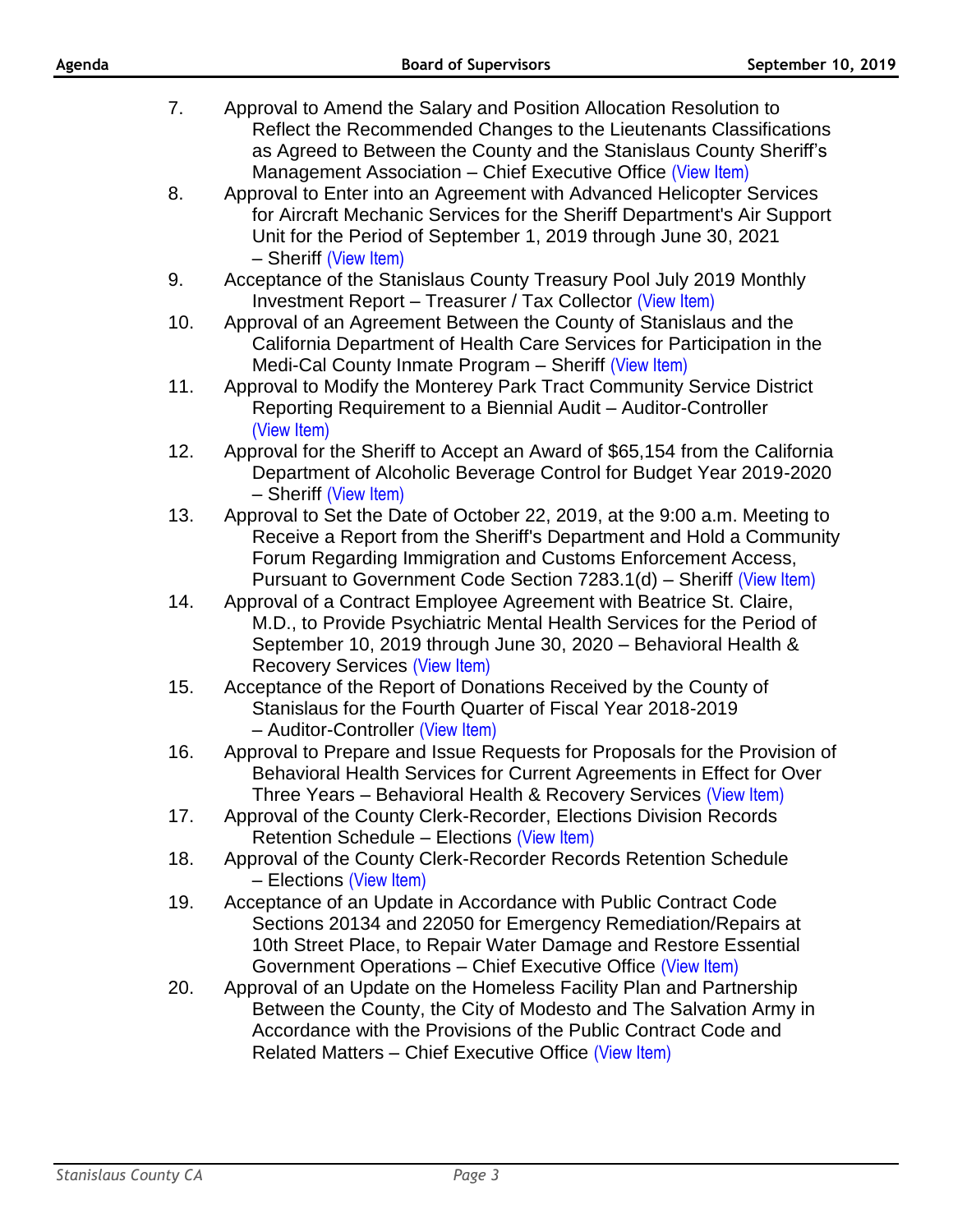7. Approval to Amend the Salary and Position Allocation Resolution to Reflect the Recommended Changes to the Lieutenants Classifications as Agreed to Between the County and the Stanislaus County Sheriff's Management Association – Chief Executive Office (View Item)
8. Approval to Enter into an Agreement with Advanced Helicopter Services for Aircraft Mechanic Services for the Sheriff Department's Air Support Unit for the Period of September 1, 2019 through June 30, 2021 – Sheriff (View Item)
9. Acceptance of the Stanislaus County Treasury Pool July 2019 Monthly Investment Report – Treasurer / Tax Collector (View Item)
10. Approval of an Agreement Between the County of Stanislaus and the California Department of Health Care Services for Participation in the Medi-Cal County Inmate Program – Sheriff (View Item)
11. Approval to Modify the Monterey Park Tract Community Service District Reporting Requirement to a Biennial Audit – Auditor-Controller (View Item)
12. Approval for the Sheriff to Accept an Award of $65,154 from the California Department of Alcoholic Beverage Control for Budget Year 2019-2020 – Sheriff (View Item)
13. Approval to Set the Date of October 22, 2019, at the 9:00 a.m. Meeting to Receive a Report from the Sheriff's Department and Hold a Community Forum Regarding Immigration and Customs Enforcement Access, Pursuant to Government Code Section 7283.1(d) – Sheriff (View Item)
14. Approval of a Contract Employee Agreement with Beatrice St. Claire, M.D., to Provide Psychiatric Mental Health Services for the Period of September 10, 2019 through June 30, 2020 – Behavioral Health & Recovery Services (View Item)
15. Acceptance of the Report of Donations Received by the County of Stanislaus for the Fourth Quarter of Fiscal Year 2018-2019 – Auditor-Controller (View Item)
16. Approval to Prepare and Issue Requests for Proposals for the Provision of Behavioral Health Services for Current Agreements in Effect for Over Three Years – Behavioral Health & Recovery Services (View Item)
17. Approval of the County Clerk-Recorder, Elections Division Records Retention Schedule – Elections (View Item)
18. Approval of the County Clerk-Recorder Records Retention Schedule – Elections (View Item)
19. Acceptance of an Update in Accordance with Public Contract Code Sections 20134 and 22050 for Emergency Remediation/Repairs at 10th Street Place, to Repair Water Damage and Restore Essential Government Operations – Chief Executive Office (View Item)
20. Approval of an Update on the Homeless Facility Plan and Partnership Between the County, the City of Modesto and The Salvation Army in Accordance with the Provisions of the Public Contract Code and Related Matters – Chief Executive Office (View Item)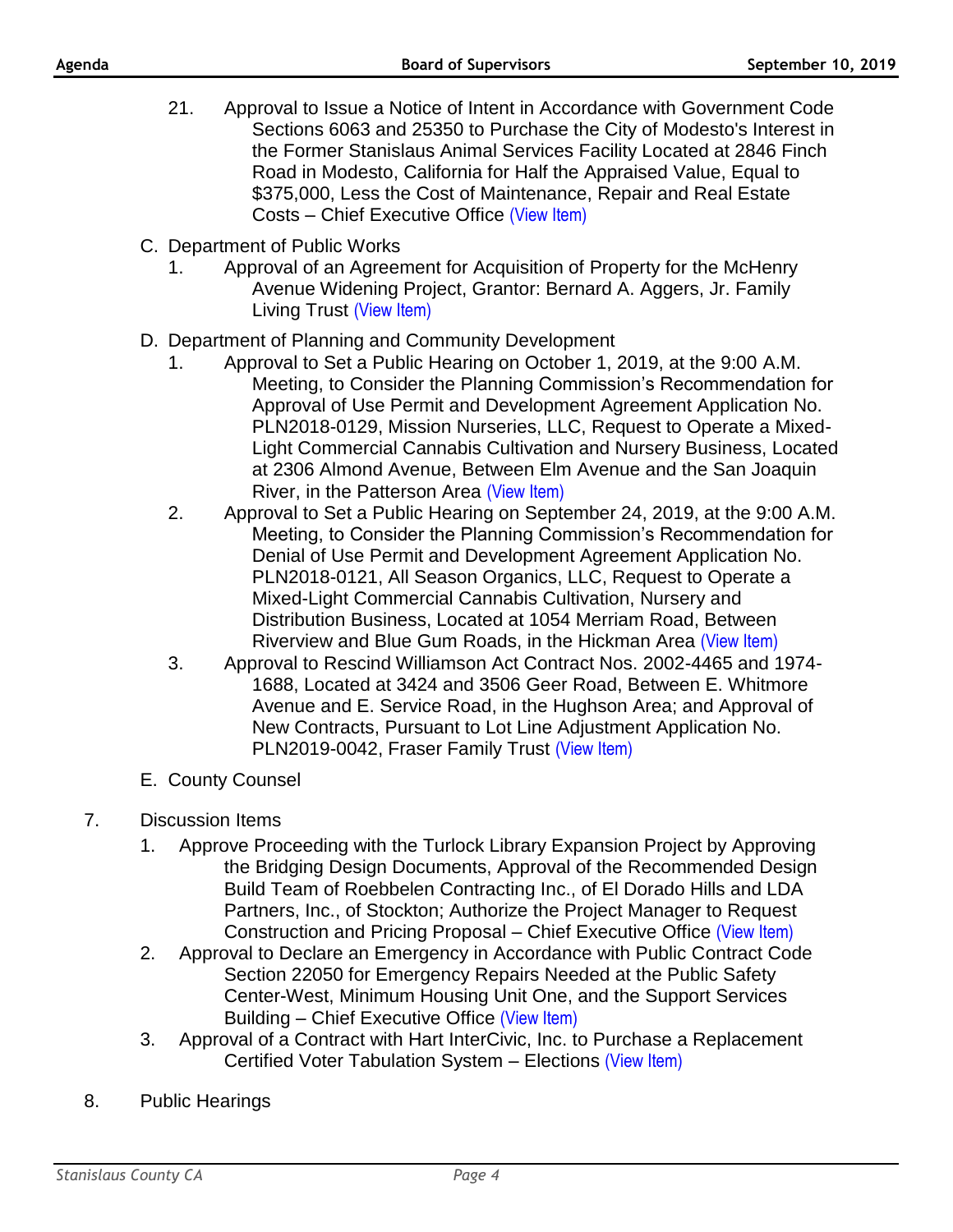21. Approval to Issue a Notice of Intent in Accordance with Government Code Sections 6063 and 25350 to Purchase the City of Modesto's Interest in the Former Stanislaus Animal Services Facility Located at 2846 Finch Road in Modesto, California for Half the Appraised Value, Equal to $375,000, Less the Cost of Maintenance, Repair and Real Estate Costs – Chief Executive Office (View Item)

C. Department of Public Works

1. Approval of an Agreement for Acquisition of Property for the McHenry Avenue Widening Project, Grantor: Bernard A. Aggers, Jr. Family Living Trust (View Item)

D. Department of Planning and Community Development

1. Approval to Set a Public Hearing on October 1, 2019, at the 9:00 A.M. Meeting, to Consider the Planning Commission's Recommendation for Approval of Use Permit and Development Agreement Application No. PLN2018-0129, Mission Nurseries, LLC, Request to Operate a Mixed-Light Commercial Cannabis Cultivation and Nursery Business, Located at 2306 Almond Avenue, Between Elm Avenue and the San Joaquin River, in the Patterson Area (View Item)
2. Approval to Set a Public Hearing on September 24, 2019, at the 9:00 A.M. Meeting, to Consider the Planning Commission's Recommendation for Denial of Use Permit and Development Agreement Application No. PLN2018-0121, All Season Organics, LLC, Request to Operate a Mixed-Light Commercial Cannabis Cultivation, Nursery and Distribution Business, Located at 1054 Merriam Road, Between Riverview and Blue Gum Roads, in the Hickman Area (View Item)
3. Approval to Rescind Williamson Act Contract Nos. 2002-4465 and 1974-1688, Located at 3424 and 3506 Geer Road, Between E. Whitmore Avenue and E. Service Road, in the Hughson Area; and Approval of New Contracts, Pursuant to Lot Line Adjustment Application No. PLN2019-0042, Fraser Family Trust (View Item)

E. County Counsel

7. Discussion Items

1. Approve Proceeding with the Turlock Library Expansion Project by Approving the Bridging Design Documents, Approval of the Recommended Design Build Team of Roebbelen Contracting Inc., of El Dorado Hills and LDA Partners, Inc., of Stockton; Authorize the Project Manager to Request Construction and Pricing Proposal – Chief Executive Office (View Item)
2. Approval to Declare an Emergency in Accordance with Public Contract Code Section 22050 for Emergency Repairs Needed at the Public Safety Center-West, Minimum Housing Unit One, and the Support Services Building – Chief Executive Office (View Item)
3. Approval of a Contract with Hart InterCivic, Inc. to Purchase a Replacement Certified Voter Tabulation System – Elections (View Item)

8. Public Hearings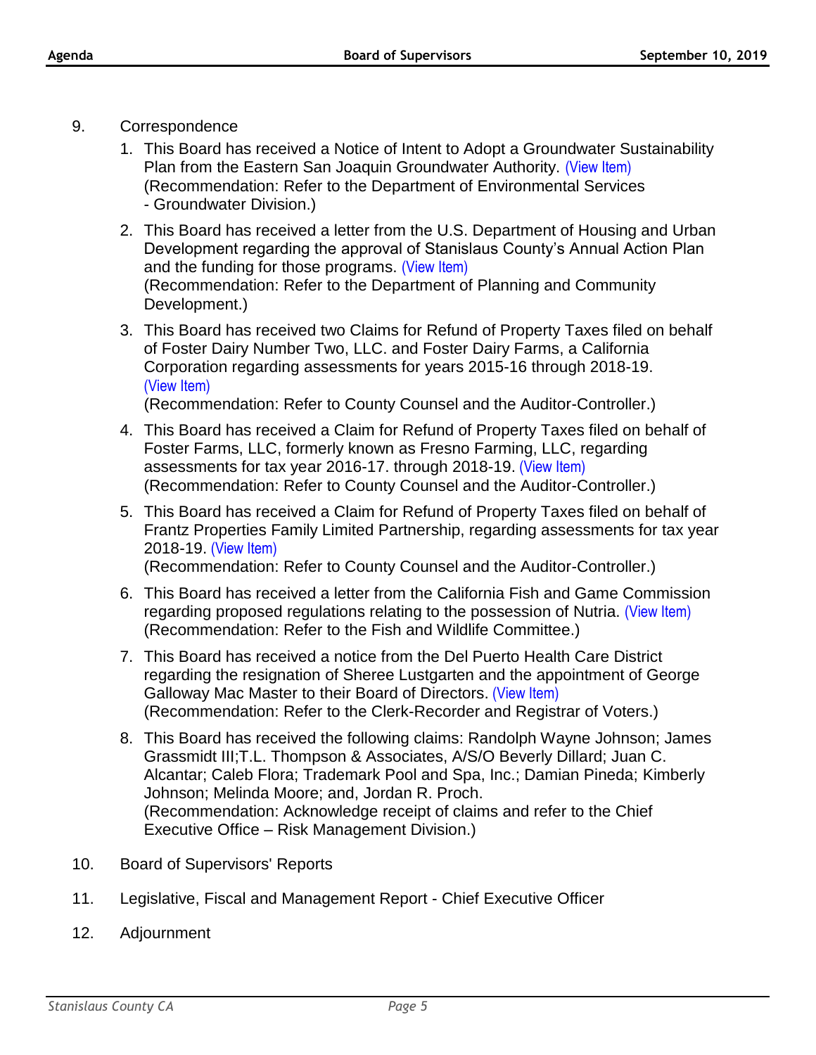9. Correspondence

   1. This Board has received a Notice of Intent to Adopt a Groundwater Sustainability Plan from the Eastern San Joaquin Groundwater Authority. (View Item)
      (Recommendation: Refer to the Department of Environmental Services - Groundwater Division.)

   2. This Board has received a letter from the U.S. Department of Housing and Urban Development regarding the approval of Stanislaus County's Annual Action Plan and the funding for those programs. (View Item)
      (Recommendation: Refer to the Department of Planning and Community Development.)

   3. This Board has received two Claims for Refund of Property Taxes filed on behalf of Foster Dairy Number Two, LLC. and Foster Dairy Farms, a California Corporation regarding assessments for years 2015-16 through 2018-19. (View Item)
      (Recommendation: Refer to County Counsel and the Auditor-Controller.)

   4. This Board has received a Claim for Refund of Property Taxes filed on behalf of Foster Farms, LLC, formerly known as Fresno Farming, LLC, regarding assessments for tax year 2016-17. through 2018-19. (View Item)
      (Recommendation: Refer to County Counsel and the Auditor-Controller.)

   5. This Board has received a Claim for Refund of Property Taxes filed on behalf of Frantz Properties Family Limited Partnership, regarding assessments for tax year 2018-19. (View Item)
      (Recommendation: Refer to County Counsel and the Auditor-Controller.)

   6. This Board has received a letter from the California Fish and Game Commission regarding proposed regulations relating to the possession of Nutria. (View Item)
      (Recommendation: Refer to the Fish and Wildlife Committee.)

   7. This Board has received a notice from the Del Puerto Health Care District regarding the resignation of Sheree Lustgarten and the appointment of George Galloway Mac Master to their Board of Directors. (View Item)
      (Recommendation: Refer to the Clerk-Recorder and Registrar of Voters.)

   8. This Board has received the following claims: Randolph Wayne Johnson; James Grassmidt III;T.L. Thompson & Associates, A/S/O Beverly Dillard; Juan C. Alcantar; Caleb Flora; Trademark Pool and Spa, Inc.; Damian Pineda; Kimberly Johnson; Melinda Moore; and, Jordan R. Proch.
      (Recommendation: Acknowledge receipt of claims and refer to the Chief Executive Office – Risk Management Division.)

10. Board of Supervisors' Reports

11. Legislative, Fiscal and Management Report - Chief Executive Officer

12. Adjournment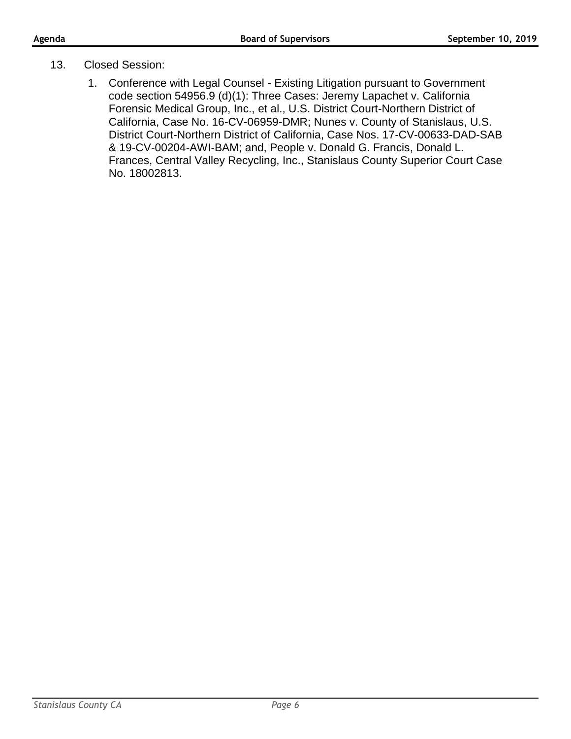13. Closed Session:

    1. Conference with Legal Counsel - Existing Litigation pursuant to Government code section 54956.9 (d)(1): Three Cases: Jeremy Lapachet v. California Forensic Medical Group, Inc., et al., U.S. District Court-Northern District of California, Case No. 16-CV-06959-DMR; Nunes v. County of Stanislaus, U.S. District Court-Northern District of California, Case Nos. 17-CV-00633-DAD-SAB & 19-CV-00204-AWI-BAM; and, People v. Donald G. Francis, Donald L. Frances, Central Valley Recycling, Inc., Stanislaus County Superior Court Case No. 18002813.